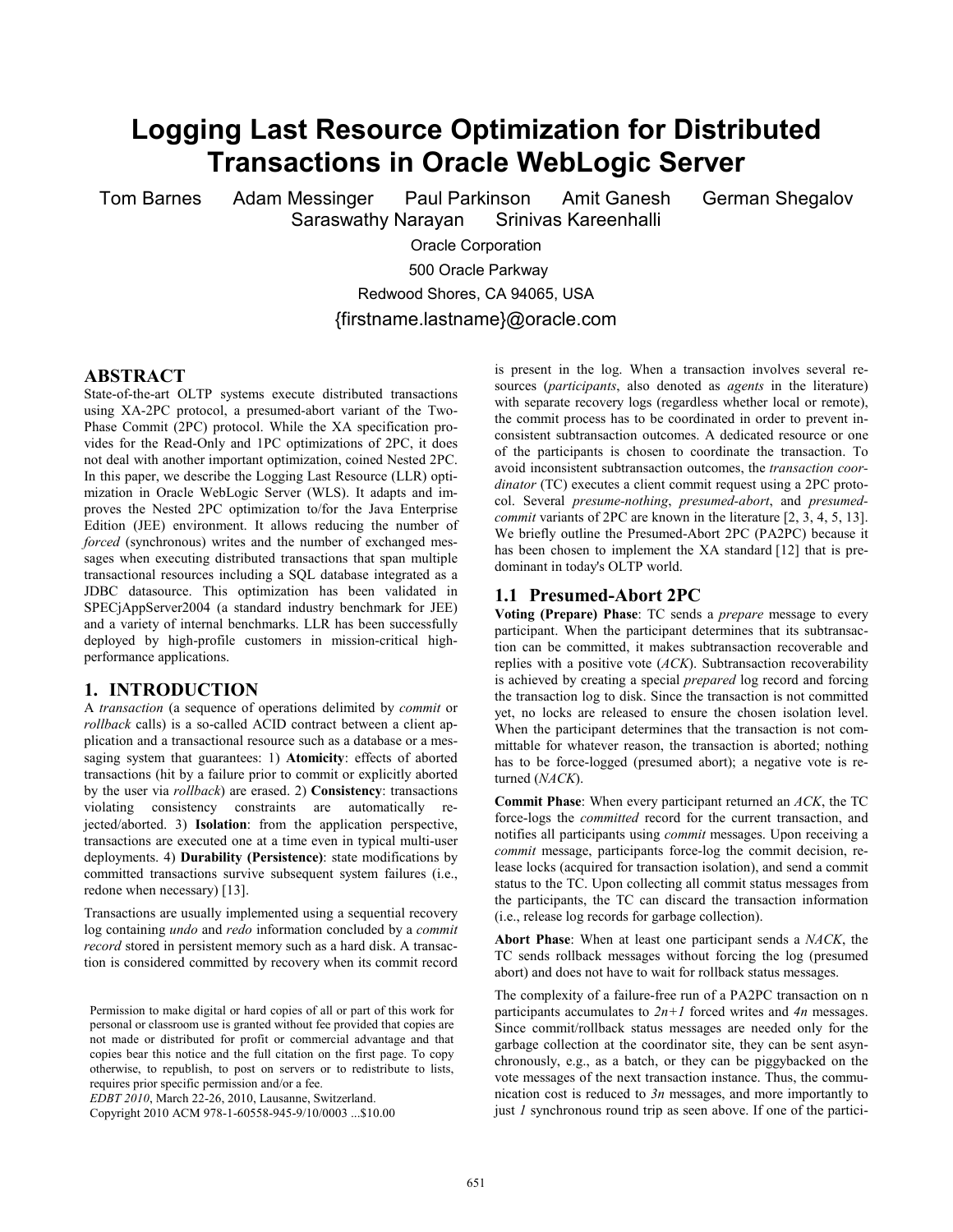# Logging Last Resource Optimization for Distributed Transactions in Oracle WebLogic Server

Tom Barnes   Adam Messinger   Paul Parkinson   Amit Ganesh   German Shegalov
Saraswathy Narayan   Srinivas Kareenhalli

Oracle Corporation
500 Oracle Parkway
Redwood Shores, CA 94065, USA
{firstname.lastname}@oracle.com

## ABSTRACT

State-of-the-art OLTP systems execute distributed transactions using XA-2PC protocol, a presumed-abort variant of the Two-Phase Commit (2PC) protocol. While the XA specification provides for the Read-Only and 1PC optimizations of 2PC, it does not deal with another important optimization, coined Nested 2PC. In this paper, we describe the Logging Last Resource (LLR) optimization in Oracle WebLogic Server (WLS). It adapts and improves the Nested 2PC optimization to/for the Java Enterprise Edition (JEE) environment. It allows reducing the number of *forced* (synchronous) writes and the number of exchanged messages when executing distributed transactions that span multiple transactional resources including a SQL database integrated as a JDBC datasource. This optimization has been validated in SPECjAppServer2004 (a standard industry benchmark for JEE) and a variety of internal benchmarks. LLR has been successfully deployed by high-profile customers in mission-critical high-performance applications.

## 1. INTRODUCTION

A *transaction* (a sequence of operations delimited by *commit* or *rollback* calls) is a so-called ACID contract between a client application and a transactional resource such as a database or a messaging system that guarantees: 1) **Atomicity**: effects of aborted transactions (hit by a failure prior to commit or explicitly aborted by the user via *rollback*) are erased. 2) **Consistency**: transactions violating consistency constraints are automatically rejected/aborted. 3) **Isolation**: from the application perspective, transactions are executed one at a time even in typical multi-user deployments. 4) **Durability (Persistence)**: state modifications by committed transactions survive subsequent system failures (i.e., redone when necessary) [13].

Transactions are usually implemented using a sequential recovery log containing *undo* and *redo* information concluded by a *commit record* stored in persistent memory such as a hard disk. A transaction is considered committed by recovery when its commit record is present in the log. When a transaction involves several resources (*participants*, also denoted as *agents* in the literature) with separate recovery logs (regardless whether local or remote), the commit process has to be coordinated in order to prevent inconsistent subtransaction outcomes. A dedicated resource or one of the participants is chosen to coordinate the transaction. To avoid inconsistent subtransaction outcomes, the *transaction coordinator* (TC) executes a client commit request using a 2PC protocol. Several *presume-nothing*, *presumed-abort*, and *presumed-commit* variants of 2PC are known in the literature [2, 3, 4, 5, 13]. We briefly outline the Presumed-Abort 2PC (PA2PC) because it has been chosen to implement the XA standard [12] that is predominant in today's OLTP world.

### 1.1 Presumed-Abort 2PC

**Voting (Prepare) Phase**: TC sends a *prepare* message to every participant. When the participant determines that its subtransaction can be committed, it makes subtransaction recoverable and replies with a positive vote (*ACK*). Subtransaction recoverability is achieved by creating a special *prepared* log record and forcing the transaction log to disk. Since the transaction is not committed yet, no locks are released to ensure the chosen isolation level. When the participant determines that the transaction is not committable for whatever reason, the transaction is aborted; nothing has to be force-logged (presumed abort); a negative vote is returned (*NACK*).

**Commit Phase**: When every participant returned an *ACK*, the TC force-logs the *committed* record for the current transaction, and notifies all participants using *commit* messages. Upon receiving a *commit* message, participants force-log the commit decision, release locks (acquired for transaction isolation), and send a commit status to the TC. Upon collecting all commit status messages from the participants, the TC can discard the transaction information (i.e., release log records for garbage collection).

**Abort Phase**: When at least one participant sends a *NACK*, the TC sends rollback messages without forcing the log (presumed abort) and does not have to wait for rollback status messages.

The complexity of a failure-free run of a PA2PC transaction on n participants accumulates to *2n+1* forced writes and *4n* messages. Since commit/rollback status messages are needed only for the garbage collection at the coordinator site, they can be sent asynchronously, e.g., as a batch, or they can be piggybacked on the vote messages of the next transaction instance. Thus, the communication cost is reduced to *3n* messages, and more importantly to just *1* synchronous round trip as seen above. If one of the partici-

Permission to make digital or hard copies of all or part of this work for personal or classroom use is granted without fee provided that copies are not made or distributed for profit or commercial advantage and that copies bear this notice and the full citation on the first page. To copy otherwise, to republish, to post on servers or to redistribute to lists, requires prior specific permission and/or a fee.
*EDBT 2010*, March 22-26, 2010, Lausanne, Switzerland.
Copyright 2010 ACM 978-1-60558-945-9/10/0003 ...$10.00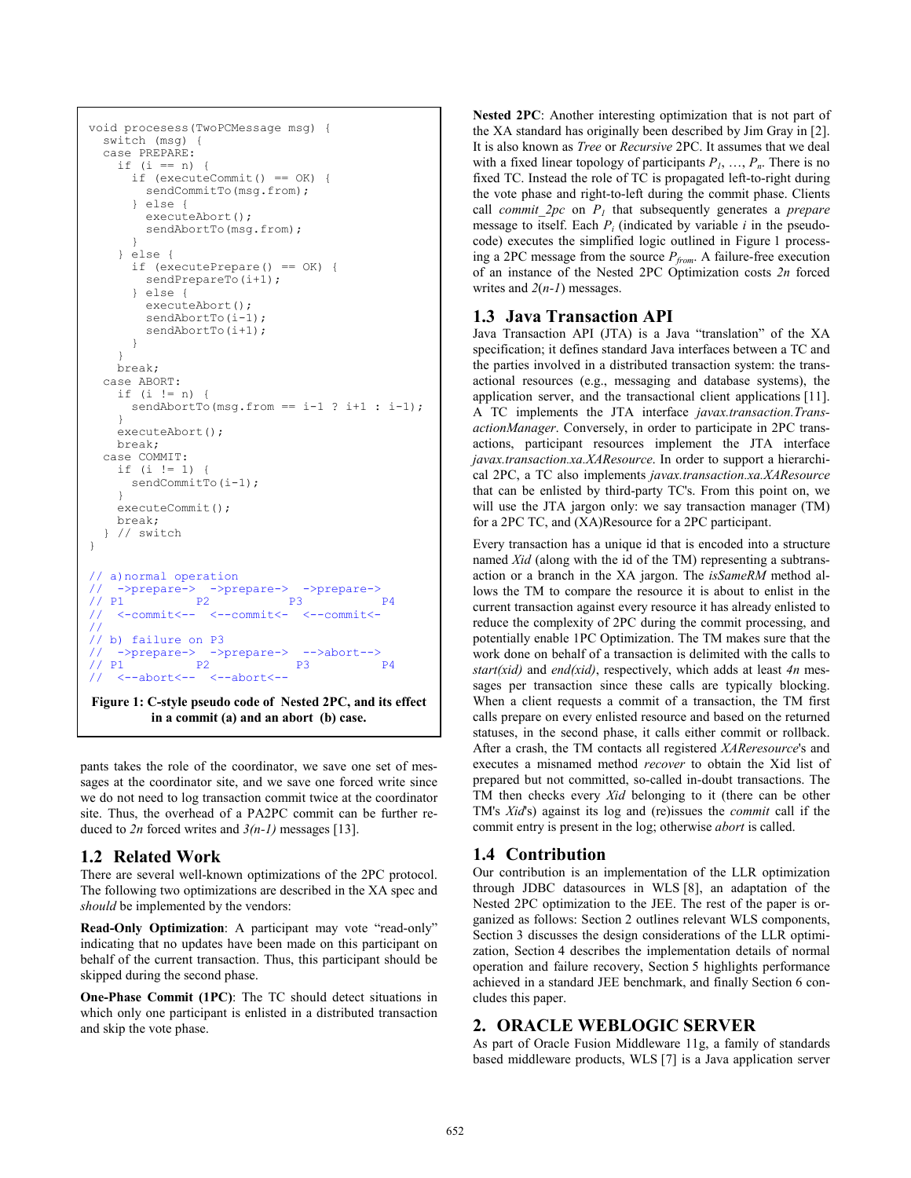```
void processs(TwoPCMessage msg) {
  switch (msg) {
  case PREPARE:
    if (i == n) {
      if (executeCommit() == OK) {
        sendCommitTo(msg.from);
      } else {
        executeAbort();
        sendAbortTo(msg.from);
      }
    } else {
      if (executePrepare() == OK) {
        sendPrepareTo(i+1);
      } else {
        executeAbort();
        sendAbortTo(i-1);
        sendAbortTo(i+1);
      }
    }
    break;
  case ABORT:
    if (i != n) {
      sendAbortTo(msg.from == i-1 ? i+1 : i-1);
    }
    executeAbort();
    break;
  case COMMIT:
    if (i != 1) {
      sendCommitTo(i-1);
    }
    executeCommit();
    break;
  } // switch
}

// a)normal operation
//   ->prepare->  ->prepare->  ->prepare->
// P1          P2           P3           P4
//   <-commit<--  <--commit<-  <--commit<-
//
// b) failure on P3
//   ->prepare->  ->prepare->  -->abort-->
// P1          P2           P3           P4
//   <--abort<--  <--abort<--
```

**Figure 1: C-style pseudo code of Nested 2PC, and its effect in a commit (a) and an abort (b) case.**

pants takes the role of the coordinator, we save one set of messages at the coordinator site, and we save one forced write since we do not need to log transaction commit twice at the coordinator site. Thus, the overhead of a PA2PC commit can be further reduced to $2n$ forced writes and $3(n-1)$ messages [13].

## 1.2 Related Work

There are several well-known optimizations of the 2PC protocol. The following two optimizations are described in the XA spec and *should* be implemented by the vendors:

**Read-Only Optimization**: A participant may vote "read-only" indicating that no updates have been made on this participant on behalf of the current transaction. Thus, this participant should be skipped during the second phase.

**One-Phase Commit (1PC)**: The TC should detect situations in which only one participant is enlisted in a distributed transaction and skip the vote phase.

**Nested 2PC**: Another interesting optimization that is not part of the XA standard has originally been described by Jim Gray in [2]. It is also known as *Tree* or *Recursive* 2PC. It assumes that we deal with a fixed linear topology of participants $P_1, \ldots, P_n$. There is no fixed TC. Instead the role of TC is propagated left-to-right during the vote phase and right-to-left during the commit phase. Clients call *commit_2pc* on $P_1$ that subsequently generates a *prepare* message to itself. Each $P_i$ (indicated by variable $i$ in the pseudo-code) executes the simplified logic outlined in Figure 1 processing a 2PC message from the source $P_{from}$. A failure-free execution of an instance of the Nested 2PC Optimization costs $2n$ forced writes and $2(n-1)$ messages.

## 1.3 Java Transaction API

Java Transaction API (JTA) is a Java "translation" of the XA specification; it defines standard Java interfaces between a TC and the parties involved in a distributed transaction system: the transactional resources (e.g., messaging and database systems), the application server, and the transactional client applications [11]. A TC implements the JTA interface *javax.transaction.TransactionManager*. Conversely, in order to participate in 2PC transactions, participant resources implement the JTA interface *javax.transaction.xa.XAResource*. In order to support a hierarchical 2PC, a TC also implements *javax.transaction.xa.XAResource* that can be enlisted by third-party TC's. From this point on, we will use the JTA jargon only: we say transaction manager (TM) for a 2PC TC, and (XA)Resource for a 2PC participant.

Every transaction has a unique id that is encoded into a structure named *Xid* (along with the id of the TM) representing a subtransaction or a branch in the XA jargon. The *isSameRM* method allows the TM to compare the resource it is about to enlist in the current transaction against every resource it has already enlisted to reduce the complexity of 2PC during the commit processing, and potentially enable 1PC Optimization. The TM makes sure that the work done on behalf of a transaction is delimited with the calls to *start(xid)* and *end(xid)*, respectively, which adds at least $4n$ messages per transaction since these calls are typically blocking. When a client requests a commit of a transaction, the TM first calls prepare on every enlisted resource and based on the returned statuses, in the second phase, it calls either commit or rollback. After a crash, the TM contacts all registered *XAReresource*'s and executes a misnamed method *recover* to obtain the Xid list of prepared but not committed, so-called in-doubt transactions. The TM then checks every *Xid* belonging to it (there can be other TM's *Xid*'s) against its log and (re)issues the *commit* call if the commit entry is present in the log; otherwise *abort* is called.

## 1.4 Contribution

Our contribution is an implementation of the LLR optimization through JDBC datasources in WLS [8], an adaptation of the Nested 2PC optimization to the JEE. The rest of the paper is organized as follows: Section 2 outlines relevant WLS components, Section 3 discusses the design considerations of the LLR optimization, Section 4 describes the implementation details of normal operation and failure recovery, Section 5 highlights performance achieved in a standard JEE benchmark, and finally Section 6 concludes this paper.

# 2. ORACLE WEBLOGIC SERVER

As part of Oracle Fusion Middleware 11g, a family of standards based middleware products, WLS [7] is a Java application server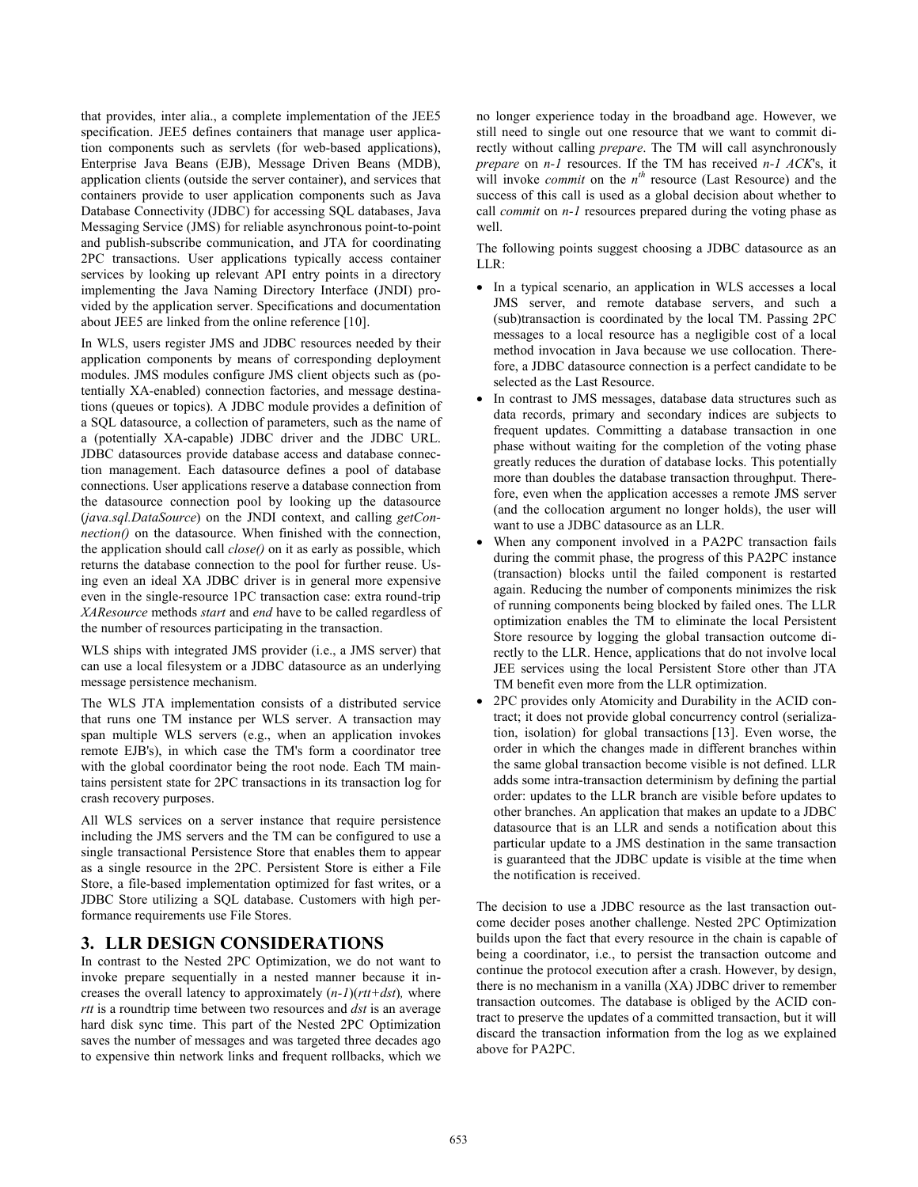that provides, inter alia., a complete implementation of the JEE5 specification. JEE5 defines containers that manage user application components such as servlets (for web-based applications), Enterprise Java Beans (EJB), Message Driven Beans (MDB), application clients (outside the server container), and services that containers provide to user application components such as Java Database Connectivity (JDBC) for accessing SQL databases, Java Messaging Service (JMS) for reliable asynchronous point-to-point and publish-subscribe communication, and JTA for coordinating 2PC transactions. User applications typically access container services by looking up relevant API entry points in a directory implementing the Java Naming Directory Interface (JNDI) provided by the application server. Specifications and documentation about JEE5 are linked from the online reference [10].

In WLS, users register JMS and JDBC resources needed by their application components by means of corresponding deployment modules. JMS modules configure JMS client objects such as (potentially XA-enabled) connection factories, and message destinations (queues or topics). A JDBC module provides a definition of a SQL datasource, a collection of parameters, such as the name of a (potentially XA-capable) JDBC driver and the JDBC URL. JDBC datasources provide database access and database connection management. Each datasource defines a pool of database connections. User applications reserve a database connection from the datasource connection pool by looking up the datasource (*java.sql.DataSource*) on the JNDI context, and calling *getConnection()* on the datasource. When finished with the connection, the application should call *close()* on it as early as possible, which returns the database connection to the pool for further reuse. Using even an ideal XA JDBC driver is in general more expensive even in the single-resource 1PC transaction case: extra round-trip *XAResource* methods *start* and *end* have to be called regardless of the number of resources participating in the transaction.

WLS ships with integrated JMS provider (i.e., a JMS server) that can use a local filesystem or a JDBC datasource as an underlying message persistence mechanism.

The WLS JTA implementation consists of a distributed service that runs one TM instance per WLS server. A transaction may span multiple WLS servers (e.g., when an application invokes remote EJB's), in which case the TM's form a coordinator tree with the global coordinator being the root node. Each TM maintains persistent state for 2PC transactions in its transaction log for crash recovery purposes.

All WLS services on a server instance that require persistence including the JMS servers and the TM can be configured to use a single transactional Persistence Store that enables them to appear as a single resource in the 2PC. Persistent Store is either a File Store, a file-based implementation optimized for fast writes, or a JDBC Store utilizing a SQL database. Customers with high performance requirements use File Stores.

## 3. LLR DESIGN CONSIDERATIONS

In contrast to the Nested 2PC Optimization, we do not want to invoke prepare sequentially in a nested manner because it increases the overall latency to approximately $(n-1)(rtt+dst)$, where *rtt* is a roundtrip time between two resources and *dst* is an average hard disk sync time. This part of the Nested 2PC Optimization saves the number of messages and was targeted three decades ago to expensive thin network links and frequent rollbacks, which we no longer experience today in the broadband age. However, we still need to single out one resource that we want to commit directly without calling *prepare*. The TM will call asynchronously *prepare* on *n-1* resources. If the TM has received *n-1 ACK*'s, it will invoke *commit* on the $n^{th}$ resource (Last Resource) and the success of this call is used as a global decision about whether to call *commit* on *n-1* resources prepared during the voting phase as well.

The following points suggest choosing a JDBC datasource as an LLR:

- In a typical scenario, an application in WLS accesses a local JMS server, and remote database servers, and such a (sub)transaction is coordinated by the local TM. Passing 2PC messages to a local resource has a negligible cost of a local method invocation in Java because we use collocation. Therefore, a JDBC datasource connection is a perfect candidate to be selected as the Last Resource.
- In contrast to JMS messages, database data structures such as data records, primary and secondary indices are subjects to frequent updates. Committing a database transaction in one phase without waiting for the completion of the voting phase greatly reduces the duration of database locks. This potentially more than doubles the database transaction throughput. Therefore, even when the application accesses a remote JMS server (and the collocation argument no longer holds), the user will want to use a JDBC datasource as an LLR.
- When any component involved in a PA2PC transaction fails during the commit phase, the progress of this PA2PC instance (transaction) blocks until the failed component is restarted again. Reducing the number of components minimizes the risk of running components being blocked by failed ones. The LLR optimization enables the TM to eliminate the local Persistent Store resource by logging the global transaction outcome directly to the LLR. Hence, applications that do not involve local JEE services using the local Persistent Store other than JTA TM benefit even more from the LLR optimization.
- 2PC provides only Atomicity and Durability in the ACID contract; it does not provide global concurrency control (serialization, isolation) for global transactions [13]. Even worse, the order in which the changes made in different branches within the same global transaction become visible is not defined. LLR adds some intra-transaction determinism by defining the partial order: updates to the LLR branch are visible before updates to other branches. An application that makes an update to a JDBC datasource that is an LLR and sends a notification about this particular update to a JMS destination in the same transaction is guaranteed that the JDBC update is visible at the time when the notification is received.

The decision to use a JDBC resource as the last transaction outcome decider poses another challenge. Nested 2PC Optimization builds upon the fact that every resource in the chain is capable of being a coordinator, i.e., to persist the transaction outcome and continue the protocol execution after a crash. However, by design, there is no mechanism in a vanilla (XA) JDBC driver to remember transaction outcomes. The database is obliged by the ACID contract to preserve the updates of a committed transaction, but it will discard the transaction information from the log as we explained above for PA2PC.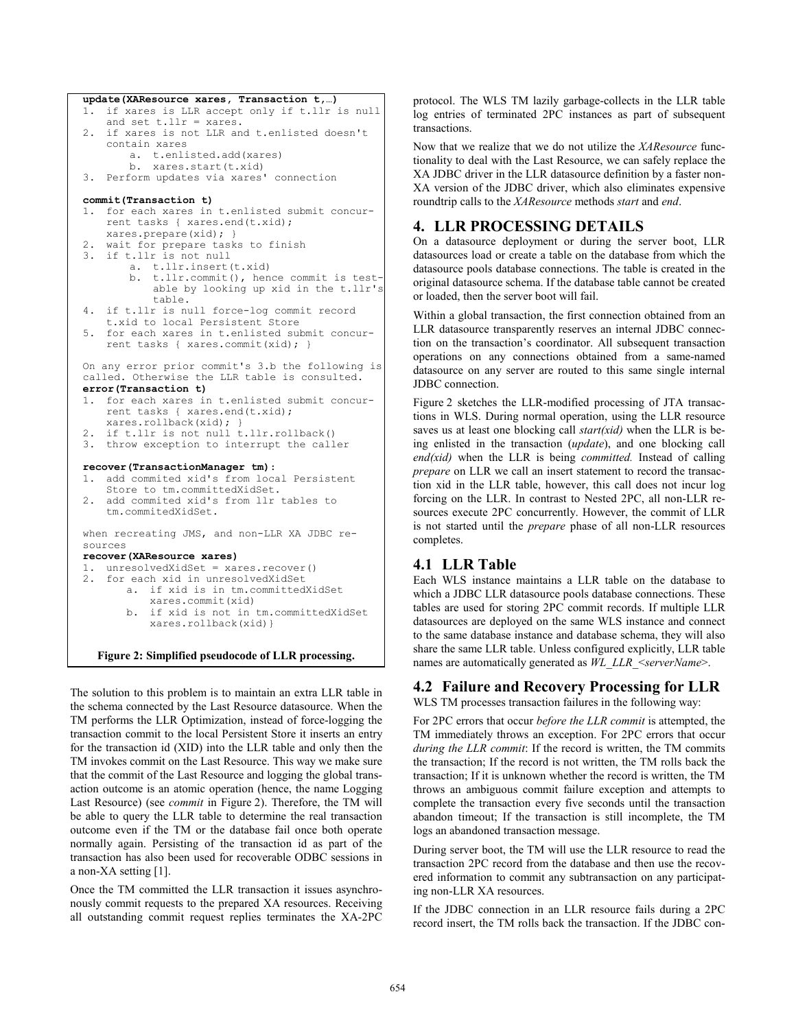```
update(XAResource xares, Transaction t,…)
1.  if xares is LLR accept only if t.llr is null
    and set t.llr = xares.
2.  if xares is not LLR and t.enlisted doesn't
    contain xares
        a.  t.enlisted.add(xares)
        b.  xares.start(t.xid)
3.  Perform updates via xares' connection

commit(Transaction t)
1.  for each xares in t.enlisted submit concur-
    rent tasks { xares.end(t.xid);
    xares.prepare(xid); }
2.  wait for prepare tasks to finish
3.  if t.llr is not null
        a.  t.llr.insert(t.xid)
        b.  t.llr.commit(), hence commit is test-
            able by looking up xid in the t.llr's
            table.
4.  if t.llr is null force-log commit record
    t.xid to local Persistent Store
5.  for each xares in t.enlisted submit concur-
    rent tasks { xares.commit(xid); }

On any error prior commit's 3.b the following is
called. Otherwise the LLR table is consulted.
error(Transaction t)
1.  for each xares in t.enlisted submit concur-
    rent tasks { xares.end(t.xid);
    xares.rollback(xid); }
2.  if t.llr is not null t.llr.rollback()
3.  throw exception to interrupt the caller

recover(TransactionManager tm):
1.  add commited xid's from local Persistent
    Store to tm.committedXidSet.
2.  add commited xid's from llr tables to
    tm.commitedXidSet.

when recreating JMS, and non-LLR XA JDBC re-
sources
recover(XAResource xares)
1.  unresolvedXidSet = xares.recover()
2.  for each xid in unresolvedXidSet
        a.  if xid is in tm.committedXidSet
            xares.commit(xid)
        b.  if xid is not in tm.committedXidSet
            xares.rollback(xid)}
```

**Figure 2: Simplified pseudocode of LLR processing.**

The solution to this problem is to maintain an extra LLR table in the schema connected by the Last Resource datasource. When the TM performs the LLR Optimization, instead of force-logging the transaction commit to the local Persistent Store it inserts an entry for the transaction id (XID) into the LLR table and only then the TM invokes commit on the Last Resource. This way we make sure that the commit of the Last Resource and logging the global transaction outcome is an atomic operation (hence, the name Logging Last Resource) (see *commit* in Figure 2). Therefore, the TM will be able to query the LLR table to determine the real transaction outcome even if the TM or the database fail once both operate normally again. Persisting of the transaction id as part of the transaction has also been used for recoverable ODBC sessions in a non-XA setting [1].

Once the TM committed the LLR transaction it issues asynchronously commit requests to the prepared XA resources. Receiving all outstanding commit request replies terminates the XA-2PC protocol. The WLS TM lazily garbage-collects in the LLR table log entries of terminated 2PC instances as part of subsequent transactions.

Now that we realize that we do not utilize the *XAResource* functionality to deal with the Last Resource, we can safely replace the XA JDBC driver in the LLR datasource definition by a faster non-XA version of the JDBC driver, which also eliminates expensive roundtrip calls to the *XAResource* methods *start* and *end*.

## 4. LLR PROCESSING DETAILS

On a datasource deployment or during the server boot, LLR datasources load or create a table on the database from which the datasource pools database connections. The table is created in the original datasource schema. If the database table cannot be created or loaded, then the server boot will fail.

Within a global transaction, the first connection obtained from an LLR datasource transparently reserves an internal JDBC connection on the transaction's coordinator. All subsequent transaction operations on any connections obtained from a same-named datasource on any server are routed to this same single internal JDBC connection.

Figure 2 sketches the LLR-modified processing of JTA transactions in WLS. During normal operation, using the LLR resource saves us at least one blocking call *start(xid)* when the LLR is being enlisted in the transaction (*update*), and one blocking call *end(xid)* when the LLR is being *committed.* Instead of calling *prepare* on LLR we call an insert statement to record the transaction xid in the LLR table, however, this call does not incur log forcing on the LLR. In contrast to Nested 2PC, all non-LLR resources execute 2PC concurrently. However, the commit of LLR is not started until the *prepare* phase of all non-LLR resources completes.

### 4.1 LLR Table

Each WLS instance maintains a LLR table on the database to which a JDBC LLR datasource pools database connections. These tables are used for storing 2PC commit records. If multiple LLR datasources are deployed on the same WLS instance and connect to the same database instance and database schema, they will also share the same LLR table. Unless configured explicitly, LLR table names are automatically generated as *WL_LLR_<serverName>*.

### 4.2 Failure and Recovery Processing for LLR

WLS TM processes transaction failures in the following way:

For 2PC errors that occur *before the LLR commit* is attempted, the TM immediately throws an exception. For 2PC errors that occur *during the LLR commit*: If the record is written, the TM commits the transaction; If the record is not written, the TM rolls back the transaction; If it is unknown whether the record is written, the TM throws an ambiguous commit failure exception and attempts to complete the transaction every five seconds until the transaction abandon timeout; If the transaction is still incomplete, the TM logs an abandoned transaction message.

During server boot, the TM will use the LLR resource to read the transaction 2PC record from the database and then use the recovered information to commit any subtransaction on any participating non-LLR XA resources.

If the JDBC connection in an LLR resource fails during a 2PC record insert, the TM rolls back the transaction. If the JDBC con-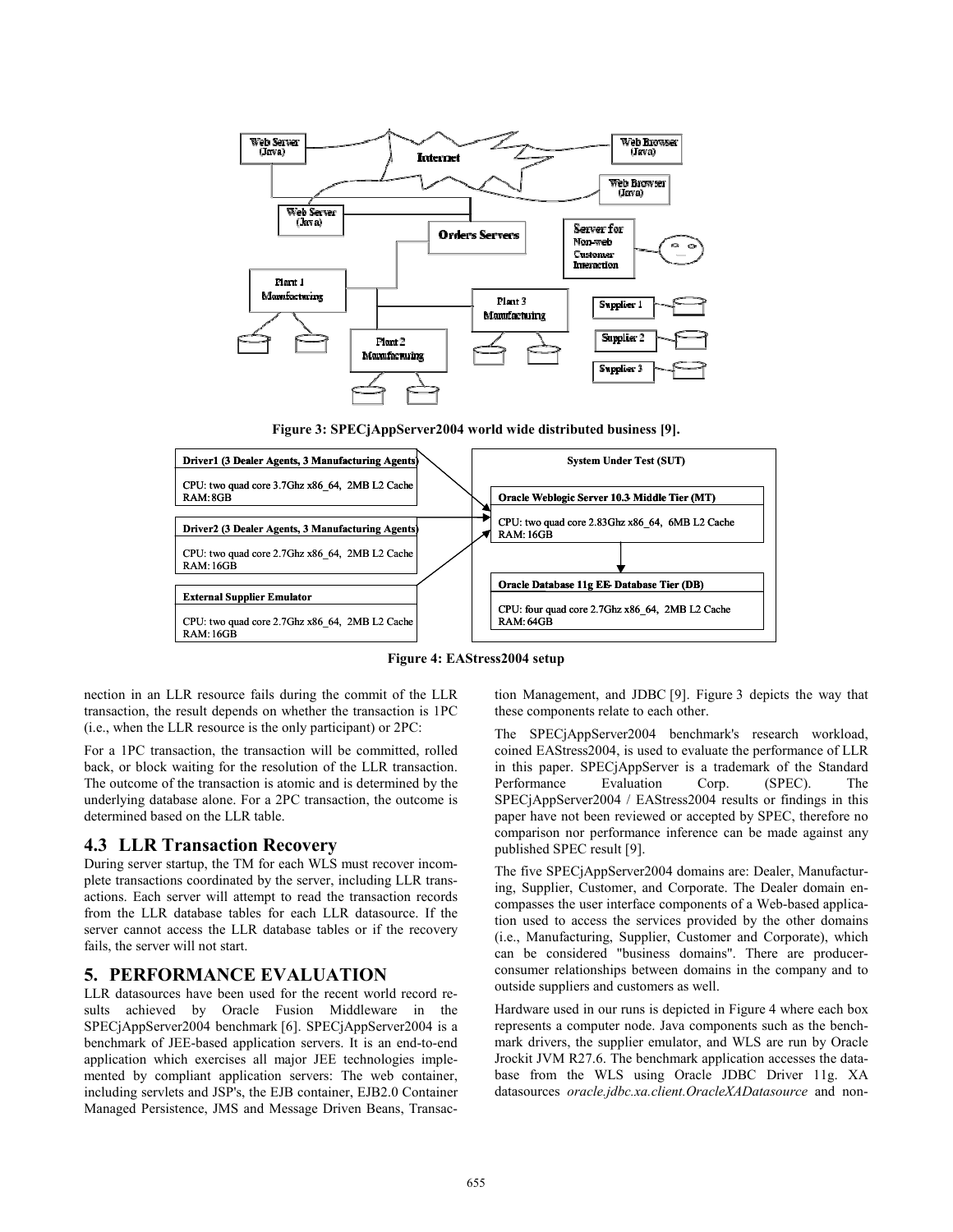Figure 3: SPECjAppServer2004 world wide distributed business [9].

Figure 4: EAStress2004 setup

nection in an LLR resource fails during the commit of the LLR transaction, the result depends on whether the transaction is 1PC (i.e., when the LLR resource is the only participant) or 2PC:

For a 1PC transaction, the transaction will be committed, rolled back, or block waiting for the resolution of the LLR transaction. The outcome of the transaction is atomic and is determined by the underlying database alone. For a 2PC transaction, the outcome is determined based on the LLR table.

## 4.3 LLR Transaction Recovery

During server startup, the TM for each WLS must recover incomplete transactions coordinated by the server, including LLR transactions. Each server will attempt to read the transaction records from the LLR database tables for each LLR datasource. If the server cannot access the LLR database tables or if the recovery fails, the server will not start.

# 5. PERFORMANCE EVALUATION

LLR datasources have been used for the recent world record results achieved by Oracle Fusion Middleware in the SPECjAppServer2004 benchmark [6]. SPECjAppServer2004 is a benchmark of JEE-based application servers. It is an end-to-end application which exercises all major JEE technologies implemented by compliant application servers: The web container, including servlets and JSP's, the EJB container, EJB2.0 Container Managed Persistence, JMS and Message Driven Beans, Transaction Management, and JDBC [9]. Figure 3 depicts the way that these components relate to each other.

The SPECjAppServer2004 benchmark's research workload, coined EAStress2004, is used to evaluate the performance of LLR in this paper. SPECjAppServer is a trademark of the Standard Performance Evaluation Corp. (SPEC). The SPECjAppServer2004 / EAStress2004 results or findings in this paper have not been reviewed or accepted by SPEC, therefore no comparison nor performance inference can be made against any published SPEC result [9].

The five SPECjAppServer2004 domains are: Dealer, Manufacturing, Supplier, Customer, and Corporate. The Dealer domain encompasses the user interface components of a Web-based application used to access the services provided by the other domains (i.e., Manufacturing, Supplier, Customer and Corporate), which can be considered "business domains". There are producer-consumer relationships between domains in the company and to outside suppliers and customers as well.

Hardware used in our runs is depicted in Figure 4 where each box represents a computer node. Java components such as the benchmark drivers, the supplier emulator, and WLS are run by Oracle Jrockit JVM R27.6. The benchmark application accesses the database from the WLS using Oracle JDBC Driver 11g. XA datasources *oracle.jdbc.xa.client.OracleXADatasource* and non-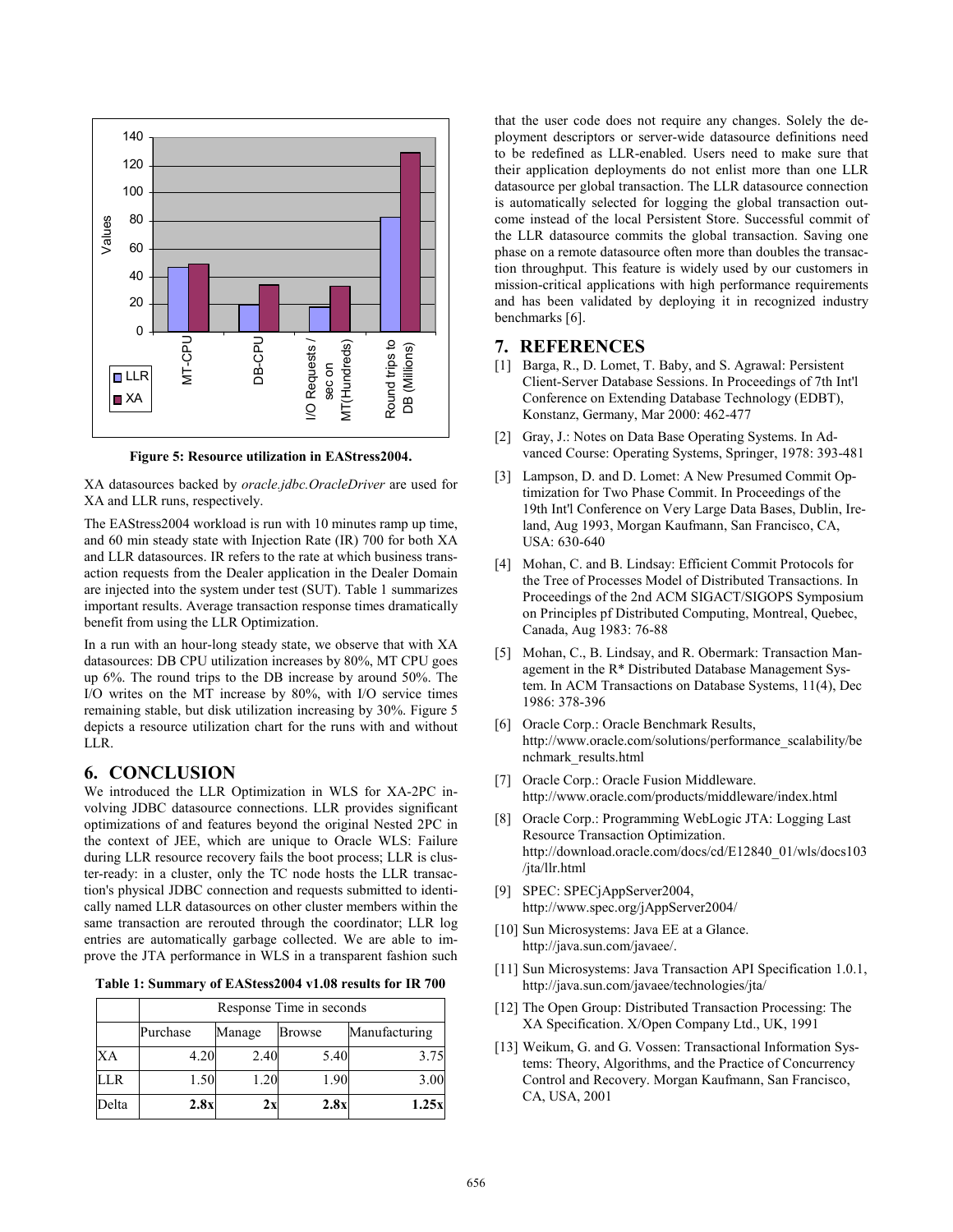140
120
100
80
60
40
20
0

Values

MT-CPU
DB-CPU
I/O Requests / sec on MT(Hundreds)
Round trips to DB (Millions)

LLR
XA

**Figure 5: Resource utilization in EAStress2004.**

XA datasources backed by *oracle.jdbc.OracleDriver* are used for XA and LLR runs, respectively.

The EAStress2004 workload is run with 10 minutes ramp up time, and 60 min steady state with Injection Rate (IR) 700 for both XA and LLR datasources. IR refers to the rate at which business transaction requests from the Dealer application in the Dealer Domain are injected into the system under test (SUT). Table 1 summarizes important results. Average transaction response times dramatically benefit from using the LLR Optimization.

In a run with an hour-long steady state, we observe that with XA datasources: DB CPU utilization increases by 80%, MT CPU goes up 6%. The round trips to the DB increase by around 50%. The I/O writes on the MT increase by 80%, with I/O service times remaining stable, but disk utilization increasing by 30%. Figure 5 depicts a resource utilization chart for the runs with and without LLR.

## 6. CONCLUSION

We introduced the LLR Optimization in WLS for XA-2PC involving JDBC datasource connections. LLR provides significant optimizations of and features beyond the original Nested 2PC in the context of JEE, which are unique to Oracle WLS: Failure during LLR resource recovery fails the boot process; LLR is cluster-ready: in a cluster, only the TC node hosts the LLR transaction's physical JDBC connection and requests submitted to identically named LLR datasources on other cluster members within the same transaction are rerouted through the coordinator; LLR log entries are automatically garbage collected. We are able to improve the JTA performance in WLS in a transparent fashion such that the user code does not require any changes. Solely the deployment descriptors or server-wide datasource definitions need to be redefined as LLR-enabled. Users need to make sure that their application deployments do not enlist more than one LLR datasource per global transaction. The LLR datasource connection is automatically selected for logging the global transaction outcome instead of the local Persistent Store. Successful commit of the LLR datasource commits the global transaction. Saving one phase on a remote datasource often more than doubles the transaction throughput. This feature is widely used by our customers in mission-critical applications with high performance requirements and has been validated by deploying it in recognized industry benchmarks [6].

**Table 1: Summary of EAStess2004 v1.08 results for IR 700**

| | Response Time in seconds | | | |
|---|---|---|---|---|
| | Purchase | Manage | Browse | Manufacturing |
| XA | 4.20 | 2.40 | 5.40 | 3.75 |
| LLR | 1.50 | 1.20 | 1.90 | 3.00 |
| Delta | **2.8x** | **2x** | **2.8x** | **1.25x** |

## 7. REFERENCES

[1] Barga, R., D. Lomet, T. Baby, and S. Agrawal: Persistent Client-Server Database Sessions. In Proceedings of 7th Int'l Conference on Extending Database Technology (EDBT), Konstanz, Germany, Mar 2000: 462-477

[2] Gray, J.: Notes on Data Base Operating Systems. In Advanced Course: Operating Systems, Springer, 1978: 393-481

[3] Lampson, D. and D. Lomet: A New Presumed Commit Optimization for Two Phase Commit. In Proceedings of the 19th Int'l Conference on Very Large Data Bases, Dublin, Ireland, Aug 1993, Morgan Kaufmann, San Francisco, CA, USA: 630-640

[4] Mohan, C. and B. Lindsay: Efficient Commit Protocols for the Tree of Processes Model of Distributed Transactions. In Proceedings of the 2nd ACM SIGACT/SIGOPS Symposium on Principles pf Distributed Computing, Montreal, Quebec, Canada, Aug 1983: 76-88

[5] Mohan, C., B. Lindsay, and R. Obermark: Transaction Management in the R* Distributed Database Management System. In ACM Transactions on Database Systems, 11(4), Dec 1986: 378-396

[6] Oracle Corp.: Oracle Benchmark Results, http://www.oracle.com/solutions/performance_scalability/benchmark_results.html

[7] Oracle Corp.: Oracle Fusion Middleware. http://www.oracle.com/products/middleware/index.html

[8] Oracle Corp.: Programming WebLogic JTA: Logging Last Resource Transaction Optimization. http://download.oracle.com/docs/cd/E12840_01/wls/docs103/jta/llr.html

[9] SPEC: SPECjAppServer2004, http://www.spec.org/jAppServer2004/

[10] Sun Microsystems: Java EE at a Glance. http://java.sun.com/javaee/.

[11] Sun Microsystems: Java Transaction API Specification 1.0.1, http://java.sun.com/javaee/technologies/jta/

[12] The Open Group: Distributed Transaction Processing: The XA Specification. X/Open Company Ltd., UK, 1991

[13] Weikum, G. and G. Vossen: Transactional Information Systems: Theory, Algorithms, and the Practice of Concurrency Control and Recovery. Morgan Kaufmann, San Francisco, CA, USA, 2001